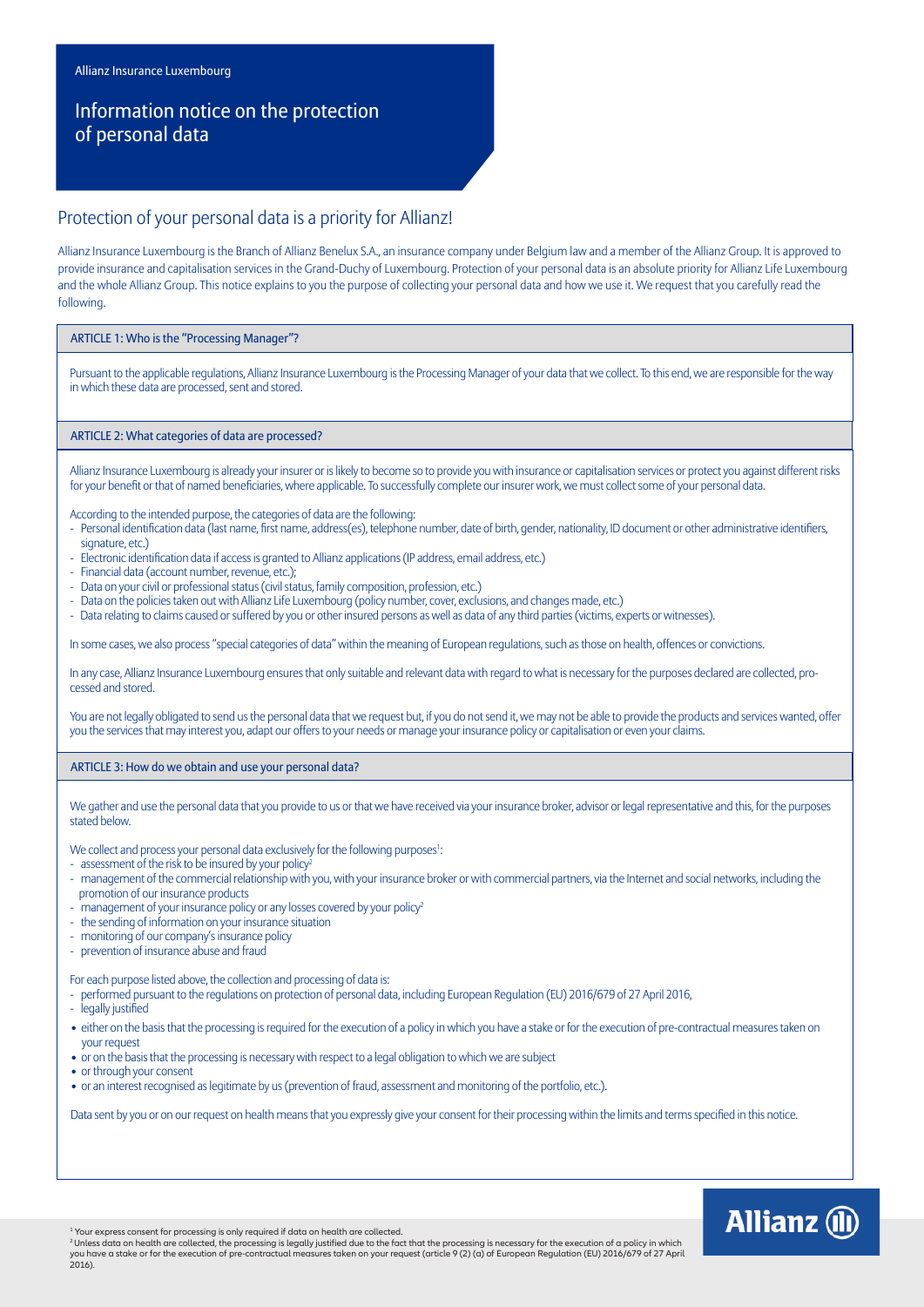Allianz Insurance Luxembourg

# Information notice on the protection of personal data

## Protection of your personal data is a priority for Allianz!

Allianz Insurance Luxembourg is the Branch of Allianz Benelux S.A., an insurance company under Belgium law and a member of the Allianz Group. It is approved to provide insurance and capitalisation services in the Grand-Duchy of Luxembourg. Protection of your personal data is an absolute priority for Allianz Life Luxembourg and the whole Allianz Group. This notice explains to you the purpose of collecting your personal data and how we use it. We request that you carefully read the following.

### ARTICLE 1: Who is the "Processing Manager"?

Pursuant to the applicable regulations, Allianz Insurance Luxembourg is the Processing Manager of your data that we collect. To this end, we are responsible for the way in which these data are processed, sent and stored.

### ARTICLE 2: What categories of data are processed?

Allianz Insurance Luxembourg is already your insurer or is likely to become so to provide you with insurance or capitalisation services or protect you against different risks for your benefit or that of named beneficiaries, where applicable. To successfully complete our insurer work, we must collect some of your personal data.

According to the intended purpose, the categories of data are the following:

- Personal identification data (last name, first name, address(es), telephone number, date of birth, gender, nationality, ID document or other administrative identifiers, signature, etc.)
- Electronic identification data if access is granted to Allianz applications (IP address, email address, etc.)
- Financial data (account number, revenue, etc.);
- Data on your civil or professional status (civil status, family composition, profession, etc.)
- Data on the policies taken out with Allianz Life Luxembourg (policy number, cover, exclusions, and changes made, etc.)
- Data relating to claims caused or suffered by you or other insured persons as well as data of any third parties (victims, experts or witnesses).

In some cases, we also process "special categories of data" within the meaning of European regulations, such as those on health, offences or convictions.

In any case, Allianz Insurance Luxembourg ensures that only suitable and relevant data with regard to what is necessary for the purposes declared are collected, processed and stored.

You are not legally obligated to send us the personal data that we request but, if you do not send it, we may not be able to provide the products and services wanted, offer you the services that may interest you, adapt our offers to your needs or manage your insurance policy or capitalisation or even your claims.

### ARTICLE 3: How do we obtain and use your personal data?

We gather and use the personal data that you provide to us or that we have received via your insurance broker, advisor or legal representative and this, for the purposes stated below.

We collect and process your personal data exclusively for the following purposes[1]:

- assessment of the risk to be insured by your policy[2]
- management of the commercial relationship with you, with your insurance broker or with commercial partners, via the Internet and social networks, including the promotion of our insurance products
- management of your insurance policy or any losses covered by your policy[2]
- the sending of information on your insurance situation
- monitoring of our company's insurance policy
- prevention of insurance abuse and fraud

For each purpose listed above, the collection and processing of data is:

- performed pursuant to the regulations on protection of personal data, including European Regulation (EU) 2016/679 of 27 April 2016,
- legally justified
  - either on the basis that the processing is required for the execution of a policy in which you have a stake or for the execution of pre-contractual measures taken on your request
  - or on the basis that the processing is necessary with respect to a legal obligation to which we are subject
  - or through your consent
  - or an interest recognised as legitimate by us (prevention of fraud, assessment and monitoring of the portfolio, etc.).

Data sent by you or on our request on health means that you expressly give your consent for their processing within the limits and terms specified in this notice.

[1] Your express consent for processing is only required if data on health are collected.

[2] Unless data on health are collected, the processing is legally justified due to the fact that the processing is necessary for the execution of a policy in which you have a stake or for the execution of pre-contractual measures taken on your request (article 9 (2) (a) of European Regulation (EU) 2016/679 of 27 April 2016).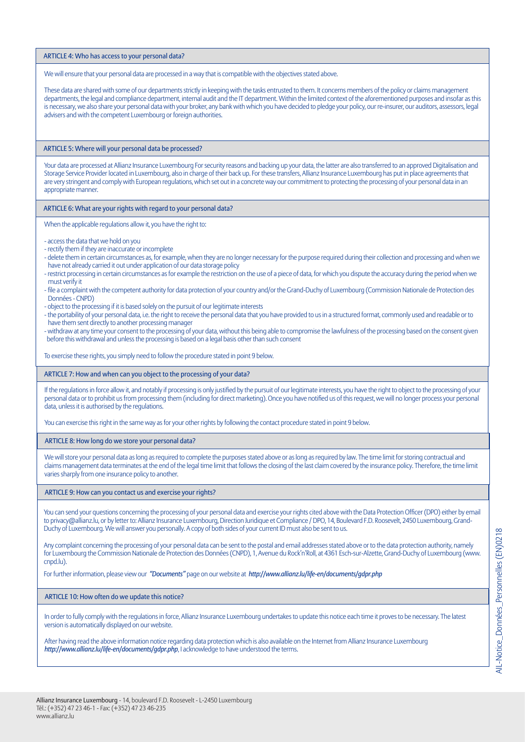## ARTICLE 4: Who has access to your personal data?

We will ensure that your personal data are processed in a way that is compatible with the objectives stated above.

These data are shared with some of our departments strictly in keeping with the tasks entrusted to them. It concerns members of the policy or claims management departments, the legal and compliance department, internal audit and the IT department. Within the limited context of the aforementioned purposes and insofar as this is necessary, we also share your personal data with your broker, any bank with which you have decided to pledge your policy, our re-insurer, our auditors, assessors, legal advisers and with the competent Luxembourg or foreign authorities.

## ARTICLE 5: Where will your personal data be processed?

Your data are processed at Allianz Insurance Luxembourg For security reasons and backing up your data, the latter are also transferred to an approved Digitalisation and Storage Service Provider located in Luxembourg, also in charge of their back up. For these transfers, Allianz Insurance Luxembourg has put in place agreements that are very stringent and comply with European regulations, which set out in a concrete way our commitment to protecting the processing of your personal data in an appropriate manner.

## ARTICLE 6: What are your rights with regard to your personal data?

When the applicable regulations allow it, you have the right to:

- access the data that we hold on you
- rectify them if they are inaccurate or incomplete
- delete them in certain circumstances as, for example, when they are no longer necessary for the purpose required during their collection and processing and when we have not already carried it out under application of our data storage policy
- restrict processing in certain circumstances as for example the restriction on the use of a piece of data, for which you dispute the accuracy during the period when we must verify it
- file a complaint with the competent authority for data protection of your country and/or the Grand-Duchy of Luxembourg (Commission Nationale de Protection des Données - CNPD)
- object to the processing if it is based solely on the pursuit of our legitimate interests
- the portability of your personal data, i.e. the right to receive the personal data that you have provided to us in a structured format, commonly used and readable or to have them sent directly to another processing manager
- withdraw at any time your consent to the processing of your data, without this being able to compromise the lawfulness of the processing based on the consent given before this withdrawal and unless the processing is based on a legal basis other than such consent

To exercise these rights, you simply need to follow the procedure stated in point 9 below.

## ARTICLE 7: How and when can you object to the processing of your data?

If the regulations in force allow it, and notably if processing is only justified by the pursuit of our legitimate interests, you have the right to object to the processing of your personal data or to prohibit us from processing them (including for direct marketing). Once you have notified us of this request, we will no longer process your personal data, unless it is authorised by the regulations.

You can exercise this right in the same way as for your other rights by following the contact procedure stated in point 9 below.

## ARTICLE 8: How long do we store your personal data?

We will store your personal data as long as required to complete the purposes stated above or as long as required by law. The time limit for storing contractual and claims management data terminates at the end of the legal time limit that follows the closing of the last claim covered by the insurance policy. Therefore, the time limit varies sharply from one insurance policy to another.

## ARTICLE 9: How can you contact us and exercise your rights?

You can send your questions concerning the processing of your personal data and exercise your rights cited above with the Data Protection Officer (DPO) either by email to privacy@allianz.lu, or by letter to: Allianz Insurance Luxembourg, Direction Juridique et Compliance / DPO, 14, Boulevard F.D. Roosevelt, 2450 Luxembourg, Grand-Duchy of Luxembourg. We will answer you personally. A copy of both sides of your current ID must also be sent to us.

Any complaint concerning the processing of your personal data can be sent to the postal and email addresses stated above or to the data protection authority, namely for Luxembourg the Commission Nationale de Protection des Données (CNPD), 1, Avenue du Rock'n'Roll, at 4361 Esch-sur-Alzette, Grand-Duchy of Luxembourg (www.cnpd.lu).

For further information, please view our ***"Documents"*** page on our website at ***http://www.allianz.lu/life-en/documents/gdpr.php***

## ARTICLE 10: How often do we update this notice?

In order to fully comply with the regulations in force, Allianz Insurance Luxembourg undertakes to update this notice each time it proves to be necessary. The latest version is automatically displayed on our website.

After having read the above information notice regarding data protection which is also available on the Internet from Allianz Insurance Luxembourg ***http://www.allianz.lu/life-en/documents/gdpr.php***, I acknowledge to have understood the terms.

AIL-Notice_Données_Personnelles (EN)0218

**Allianz Insurance Luxembourg** - 14, boulevard F.D. Roosevelt - L-2450 Luxembourg
Tél.: (+352) 47 23 46-1 - Fax: (+352) 47 23 46-235
www.allianz.lu